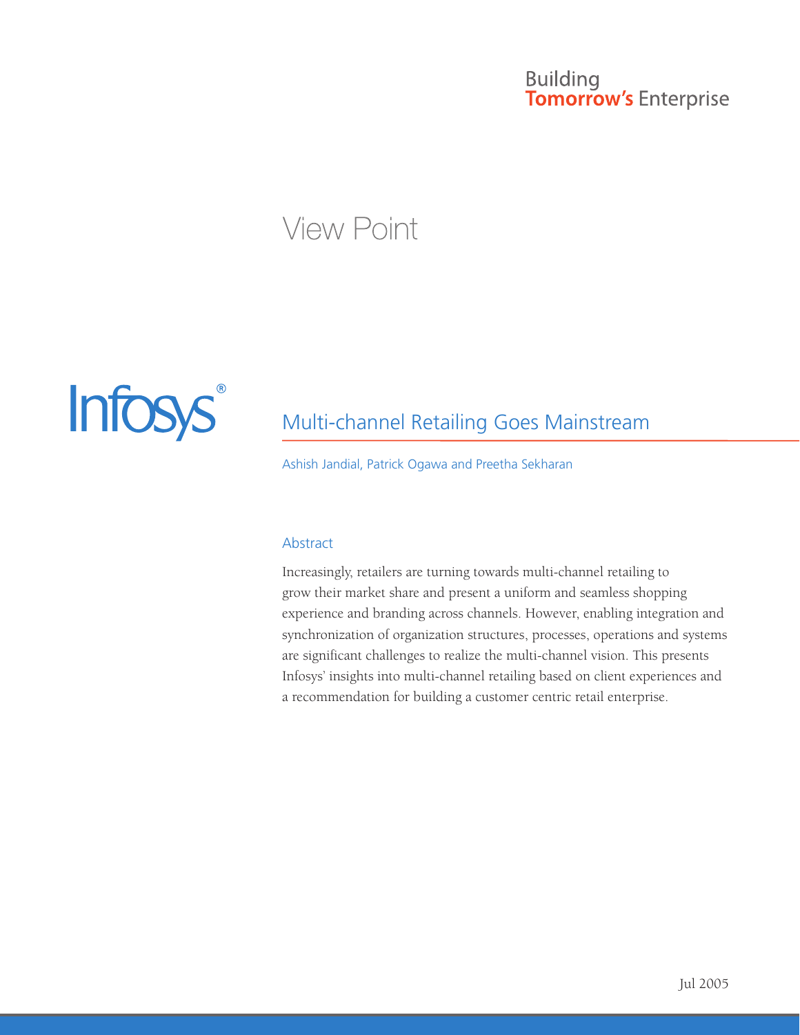Building
Tomorrow's Enterprise

View Point

Infosys®

# Multi-channel Retailing Goes Mainstream

Ashish Jandial, Patrick Ogawa and Preetha Sekharan

## Abstract

Increasingly, retailers are turning towards multi-channel retailing to grow their market share and present a uniform and seamless shopping experience and branding across channels. However, enabling integration and synchronization of organization structures, processes, operations and systems are significant challenges to realize the multi-channel vision. This presents Infosys' insights into multi-channel retailing based on client experiences and a recommendation for building a customer centric retail enterprise.

Jul 2005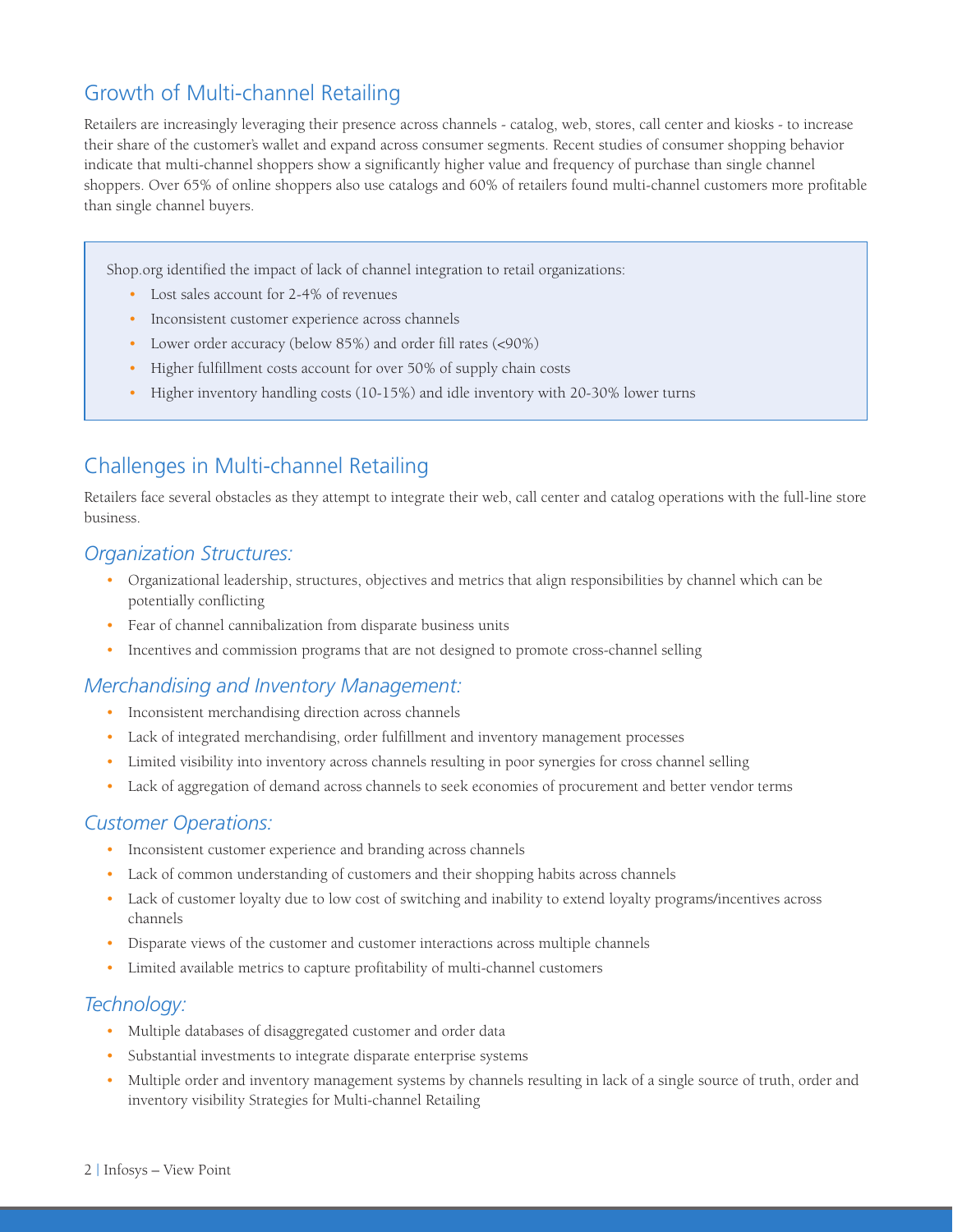## Growth of Multi-channel Retailing

Retailers are increasingly leveraging their presence across channels - catalog, web, stores, call center and kiosks - to increase their share of the customer's wallet and expand across consumer segments. Recent studies of consumer shopping behavior indicate that multi-channel shoppers show a significantly higher value and frequency of purchase than single channel shoppers. Over 65% of online shoppers also use catalogs and 60% of retailers found multi-channel customers more profitable than single channel buyers.

> Shop.org identified the impact of lack of channel integration to retail organizations:
>
> - Lost sales account for 2-4% of revenues
> - Inconsistent customer experience across channels
> - Lower order accuracy (below 85%) and order fill rates (<90%)
> - Higher fulfillment costs account for over 50% of supply chain costs
> - Higher inventory handling costs (10-15%) and idle inventory with 20-30% lower turns

## Challenges in Multi-channel Retailing

Retailers face several obstacles as they attempt to integrate their web, call center and catalog operations with the full-line store business.

### *Organization Structures:*

- Organizational leadership, structures, objectives and metrics that align responsibilities by channel which can be potentially conflicting
- Fear of channel cannibalization from disparate business units
- Incentives and commission programs that are not designed to promote cross-channel selling

### *Merchandising and Inventory Management:*

- Inconsistent merchandising direction across channels
- Lack of integrated merchandising, order fulfillment and inventory management processes
- Limited visibility into inventory across channels resulting in poor synergies for cross channel selling
- Lack of aggregation of demand across channels to seek economies of procurement and better vendor terms

### *Customer Operations:*

- Inconsistent customer experience and branding across channels
- Lack of common understanding of customers and their shopping habits across channels
- Lack of customer loyalty due to low cost of switching and inability to extend loyalty programs/incentives across channels
- Disparate views of the customer and customer interactions across multiple channels
- Limited available metrics to capture profitability of multi-channel customers

### *Technology:*

- Multiple databases of disaggregated customer and order data
- Substantial investments to integrate disparate enterprise systems
- Multiple order and inventory management systems by channels resulting in lack of a single source of truth, order and inventory visibility Strategies for Multi-channel Retailing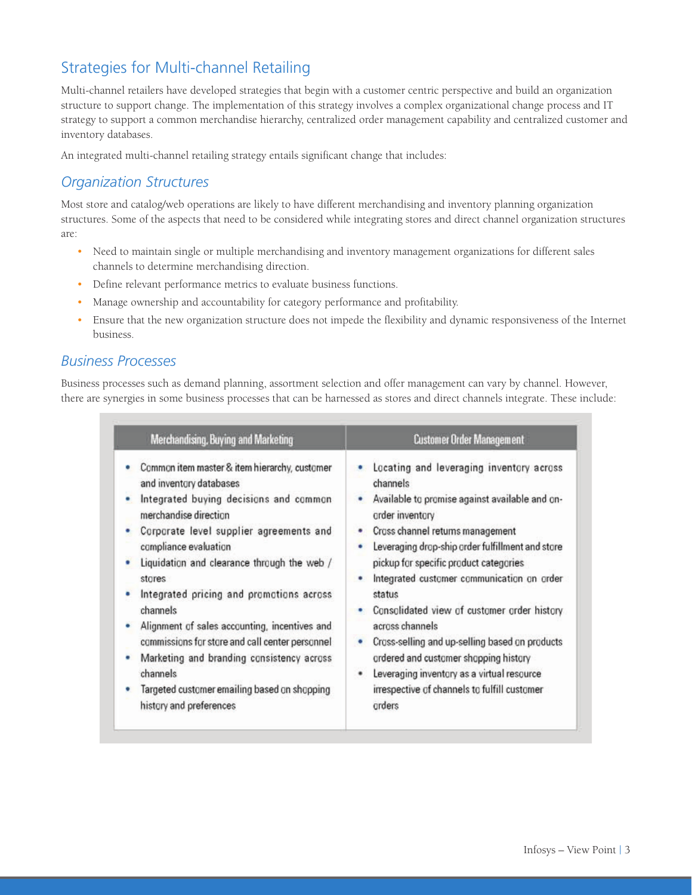## Strategies for Multi-channel Retailing

Multi-channel retailers have developed strategies that begin with a customer centric perspective and build an organization structure to support change. The implementation of this strategy involves a complex organizational change process and IT strategy to support a common merchandise hierarchy, centralized order management capability and centralized customer and inventory databases.

An integrated multi-channel retailing strategy entails significant change that includes:

### *Organization Structures*

Most store and catalog/web operations are likely to have different merchandising and inventory planning organization structures. Some of the aspects that need to be considered while integrating stores and direct channel organization structures are:

- Need to maintain single or multiple merchandising and inventory management organizations for different sales channels to determine merchandising direction.
- Define relevant performance metrics to evaluate business functions.
- Manage ownership and accountability for category performance and profitability.
- Ensure that the new organization structure does not impede the flexibility and dynamic responsiveness of the Internet business.

### *Business Processes*

Business processes such as demand planning, assortment selection and offer management can vary by channel. However, there are synergies in some business processes that can be harnessed as stores and direct channels integrate. These include:

| Merchandising, Buying and Marketing | Customer Order Management |
|---|---|
| • Common item master & item hierarchy, customer and inventory databases<br>• Integrated buying decisions and common merchandise direction<br>• Corporate level supplier agreements and compliance evaluation<br>• Liquidation and clearance through the web / stores<br>• Integrated pricing and promotions across channels<br>• Alignment of sales accounting, incentives and commissions for store and call center personnel<br>• Marketing and branding consistency across channels<br>• Targeted customer emailing based on shopping history and preferences | • Locating and leveraging inventory across channels<br>• Available to promise against available and on-order inventory<br>• Cross channel returns management<br>• Leveraging drop-ship order fulfillment and store pickup for specific product categories<br>• Integrated customer communication on order status<br>• Consolidated view of customer order history across channels<br>• Cross-selling and up-selling based on products ordered and customer shopping history<br>• Leveraging inventory as a virtual resource irrespective of channels to fulfill customer orders |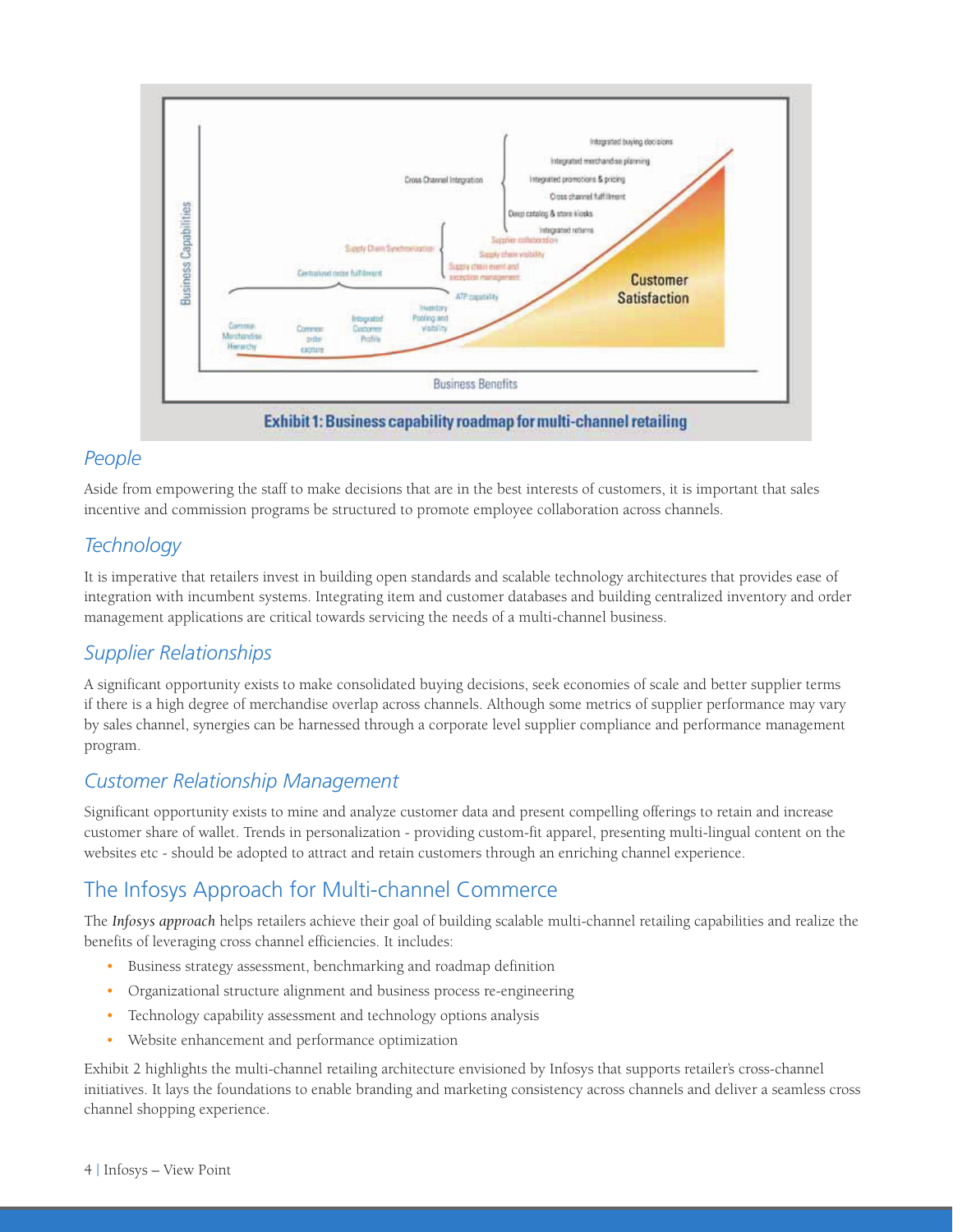Exhibit 1: Business capability roadmap for multi-channel retailing

## People

Aside from empowering the staff to make decisions that are in the best interests of customers, it is important that sales incentive and commission programs be structured to promote employee collaboration across channels.

## Technology

It is imperative that retailers invest in building open standards and scalable technology architectures that provides ease of integration with incumbent systems. Integrating item and customer databases and building centralized inventory and order management applications are critical towards servicing the needs of a multi-channel business.

## Supplier Relationships

A significant opportunity exists to make consolidated buying decisions, seek economies of scale and better supplier terms if there is a high degree of merchandise overlap across channels. Although some metrics of supplier performance may vary by sales channel, synergies can be harnessed through a corporate level supplier compliance and performance management program.

## Customer Relationship Management

Significant opportunity exists to mine and analyze customer data and present compelling offerings to retain and increase customer share of wallet. Trends in personalization - providing custom-fit apparel, presenting multi-lingual content on the websites etc - should be adopted to attract and retain customers through an enriching channel experience.

# The Infosys Approach for Multi-channel Commerce

The *Infosys approach* helps retailers achieve their goal of building scalable multi-channel retailing capabilities and realize the benefits of leveraging cross channel efficiencies. It includes:

- Business strategy assessment, benchmarking and roadmap definition
- Organizational structure alignment and business process re-engineering
- Technology capability assessment and technology options analysis
- Website enhancement and performance optimization

Exhibit 2 highlights the multi-channel retailing architecture envisioned by Infosys that supports retailer's cross-channel initiatives. It lays the foundations to enable branding and marketing consistency across channels and deliver a seamless cross channel shopping experience.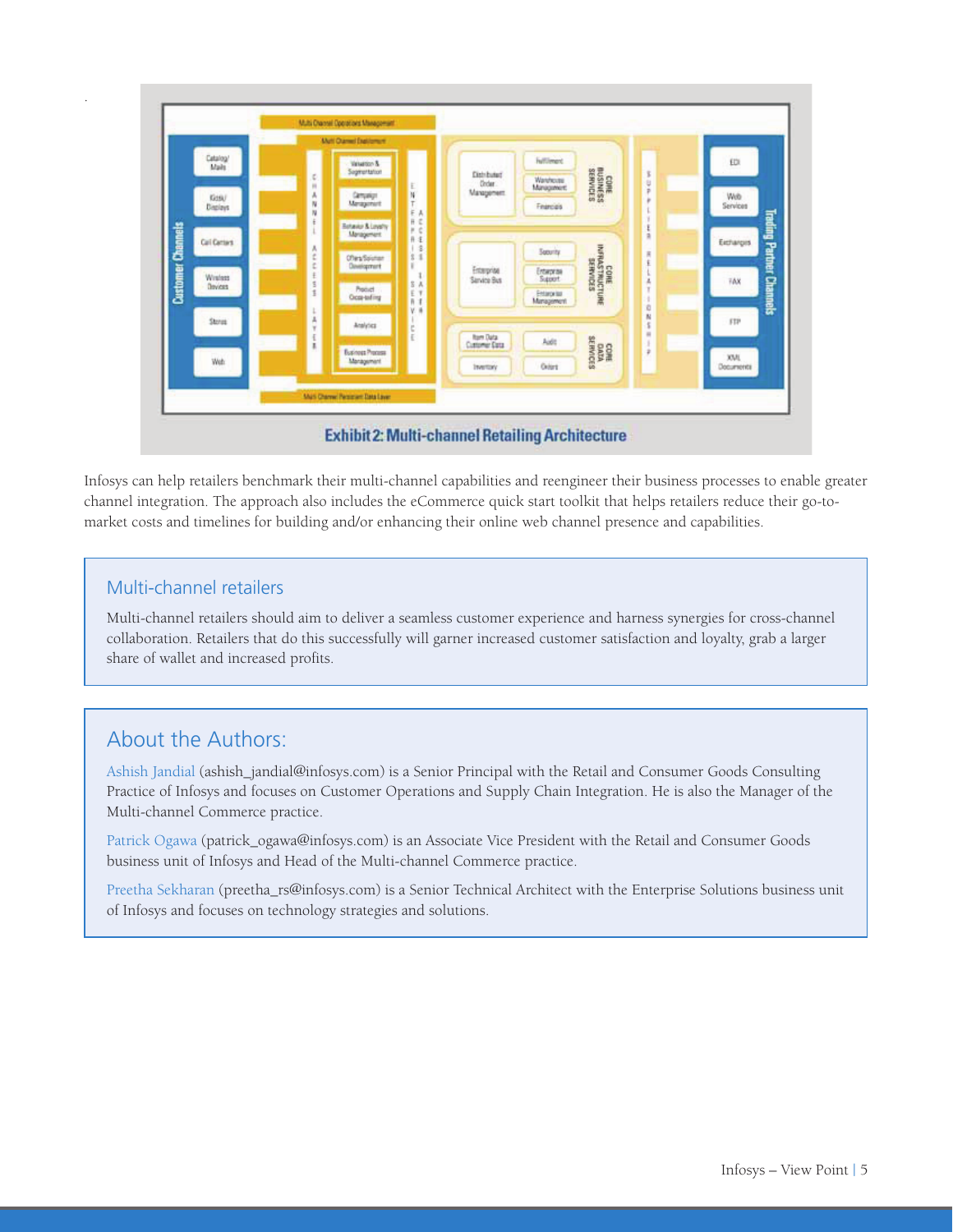Exhibit 2: Multi-channel Retailing Architecture

Infosys can help retailers benchmark their multi-channel capabilities and reengineer their business processes to enable greater channel integration. The approach also includes the eCommerce quick start toolkit that helps retailers reduce their go-to-market costs and timelines for building and/or enhancing their online web channel presence and capabilities.

## Multi-channel retailers

Multi-channel retailers should aim to deliver a seamless customer experience and harness synergies for cross-channel collaboration. Retailers that do this successfully will garner increased customer satisfaction and loyalty, grab a larger share of wallet and increased profits.

## About the Authors:

Ashish Jandial (ashish_jandial@infosys.com) is a Senior Principal with the Retail and Consumer Goods Consulting Practice of Infosys and focuses on Customer Operations and Supply Chain Integration. He is also the Manager of the Multi-channel Commerce practice.

Patrick Ogawa (patrick_ogawa@infosys.com) is an Associate Vice President with the Retail and Consumer Goods business unit of Infosys and Head of the Multi-channel Commerce practice.

Preetha Sekharan (preetha_rs@infosys.com) is a Senior Technical Architect with the Enterprise Solutions business unit of Infosys and focuses on technology strategies and solutions.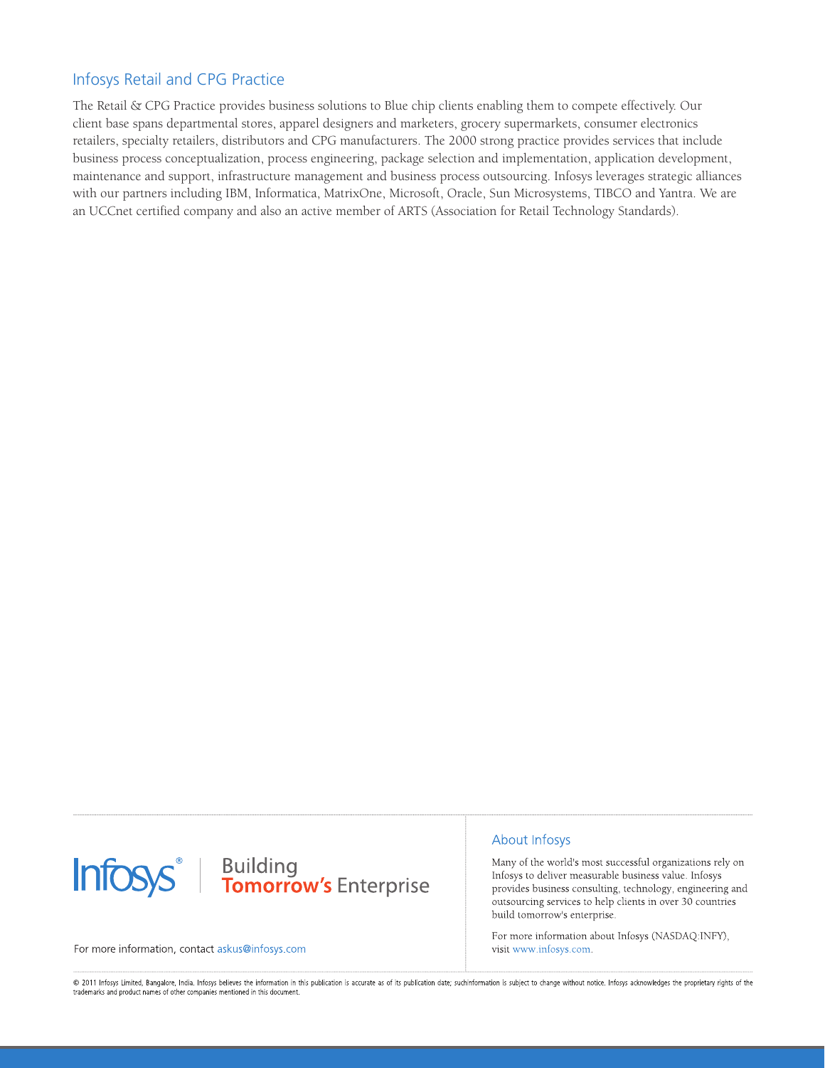## Infosys Retail and CPG Practice

The Retail & CPG Practice provides business solutions to Blue chip clients enabling them to compete effectively. Our client base spans departmental stores, apparel designers and marketers, grocery supermarkets, consumer electronics retailers, specialty retailers, distributors and CPG manufacturers. The 2000 strong practice provides services that include business process conceptualization, process engineering, package selection and implementation, application development, maintenance and support, infrastructure management and business process outsourcing. Infosys leverages strategic alliances with our partners including IBM, Informatica, MatrixOne, Microsoft, Oracle, Sun Microsystems, TIBCO and Yantra. We are an UCCnet certified company and also an active member of ARTS (Association for Retail Technology Standards).

Infosys® | Building Tomorrow's Enterprise

For more information, contact askus@infosys.com

### About Infosys

Many of the world's most successful organizations rely on Infosys to deliver measurable business value. Infosys provides business consulting, technology, engineering and outsourcing services to help clients in over 30 countries build tomorrow's enterprise.

For more information about Infosys (NASDAQ:INFY), visit www.infosys.com.

© 2011 Infosys Limited, Bangalore, India. Infosys believes the information in this publication is accurate as of its publication date; suchinformation is subject to change without notice. Infosys acknowledges the proprietary rights of the trademarks and product names of other companies mentioned in this document.